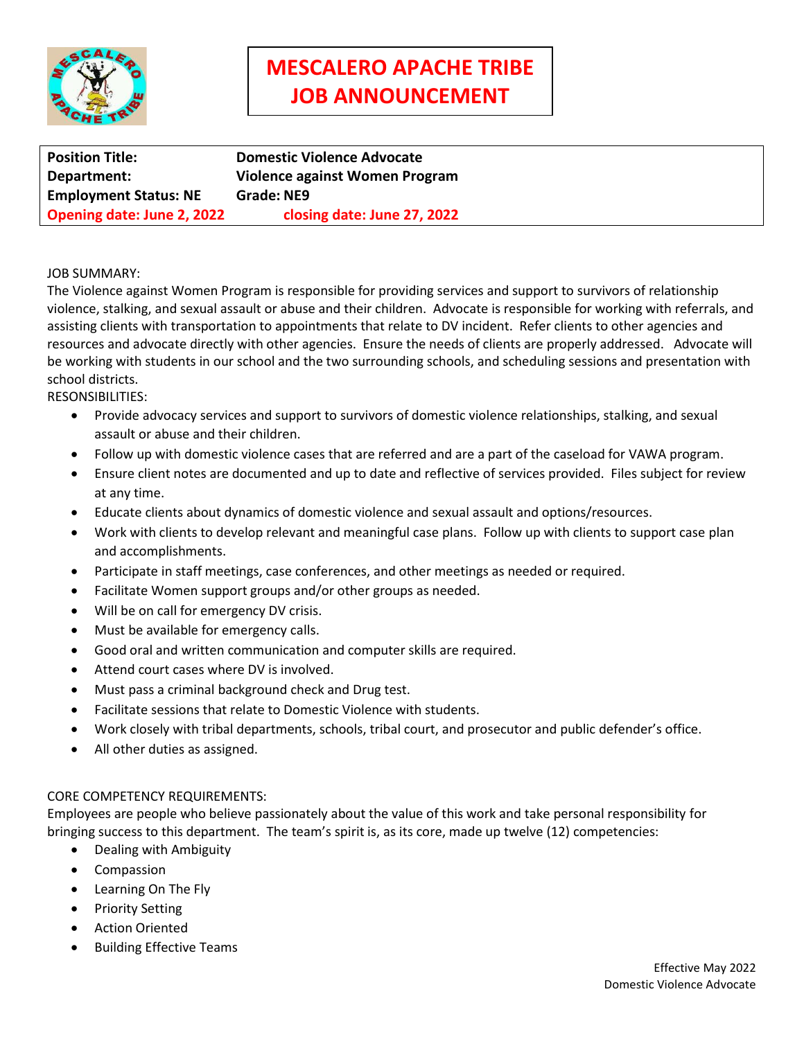# MESCALERO APACHE TRIBE JOB ANNOUNCEMENT

| | |
|---|---|
| **Position Title:** | **Domestic Violence Advocate** |
| **Department:** | **Violence against Women Program** |
| **Employment Status: NE** | **Grade: NE9** |
| **Opening date: June 2, 2022** | **closing date: June 27, 2022** |

JOB SUMMARY:
The Violence against Women Program is responsible for providing services and support to survivors of relationship violence, stalking, and sexual assault or abuse and their children. Advocate is responsible for working with referrals, and assisting clients with transportation to appointments that relate to DV incident. Refer clients to other agencies and resources and advocate directly with other agencies. Ensure the needs of clients are properly addressed. Advocate will be working with students in our school and the two surrounding schools, and scheduling sessions and presentation with school districts.

RESONSIBILITIES:

- Provide advocacy services and support to survivors of domestic violence relationships, stalking, and sexual assault or abuse and their children.
- Follow up with domestic violence cases that are referred and are a part of the caseload for VAWA program.
- Ensure client notes are documented and up to date and reflective of services provided. Files subject for review at any time.
- Educate clients about dynamics of domestic violence and sexual assault and options/resources.
- Work with clients to develop relevant and meaningful case plans. Follow up with clients to support case plan and accomplishments.
- Participate in staff meetings, case conferences, and other meetings as needed or required.
- Facilitate Women support groups and/or other groups as needed.
- Will be on call for emergency DV crisis.
- Must be available for emergency calls.
- Good oral and written communication and computer skills are required.
- Attend court cases where DV is involved.
- Must pass a criminal background check and Drug test.
- Facilitate sessions that relate to Domestic Violence with students.
- Work closely with tribal departments, schools, tribal court, and prosecutor and public defender's office.
- All other duties as assigned.

CORE COMPETENCY REQUIREMENTS:
Employees are people who believe passionately about the value of this work and take personal responsibility for bringing success to this department. The team's spirit is, as its core, made up twelve (12) competencies:

- Dealing with Ambiguity
- Compassion
- Learning On The Fly
- Priority Setting
- Action Oriented
- Building Effective Teams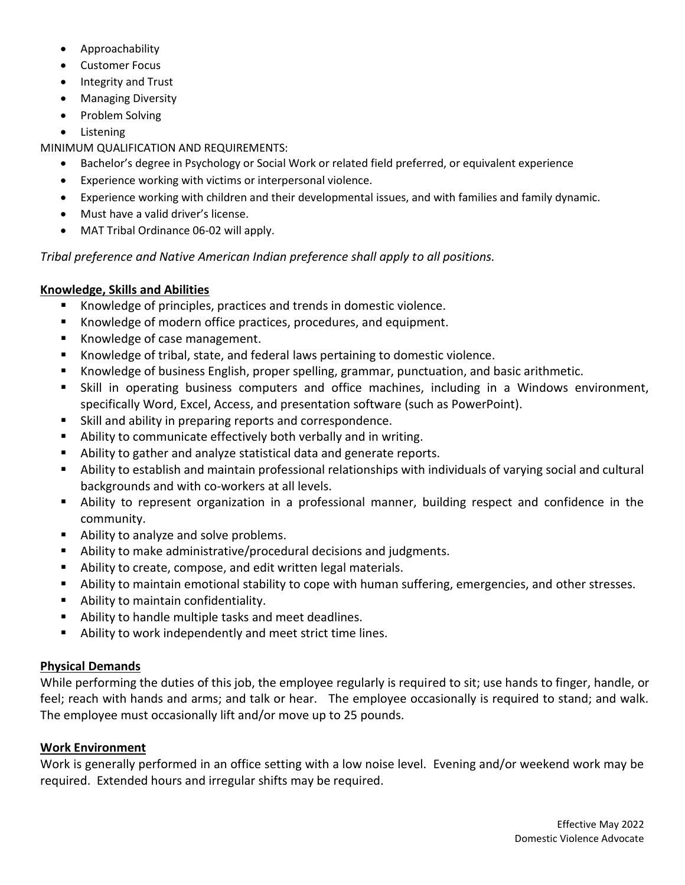- Approachability
- Customer Focus
- Integrity and Trust
- Managing Diversity
- Problem Solving
- Listening

MINIMUM QUALIFICATION AND REQUIREMENTS:

- Bachelor's degree in Psychology or Social Work or related field preferred, or equivalent experience
- Experience working with victims or interpersonal violence.
- Experience working with children and their developmental issues, and with families and family dynamic.
- Must have a valid driver's license.
- MAT Tribal Ordinance 06-02 will apply.

*Tribal preference and Native American Indian preference shall apply to all positions.*

**Knowledge, Skills and Abilities**

- Knowledge of principles, practices and trends in domestic violence.
- Knowledge of modern office practices, procedures, and equipment.
- Knowledge of case management.
- Knowledge of tribal, state, and federal laws pertaining to domestic violence.
- Knowledge of business English, proper spelling, grammar, punctuation, and basic arithmetic.
- Skill in operating business computers and office machines, including in a Windows environment, specifically Word, Excel, Access, and presentation software (such as PowerPoint).
- Skill and ability in preparing reports and correspondence.
- Ability to communicate effectively both verbally and in writing.
- Ability to gather and analyze statistical data and generate reports.
- Ability to establish and maintain professional relationships with individuals of varying social and cultural backgrounds and with co-workers at all levels.
- Ability to represent organization in a professional manner, building respect and confidence in the community.
- Ability to analyze and solve problems.
- Ability to make administrative/procedural decisions and judgments.
- Ability to create, compose, and edit written legal materials.
- Ability to maintain emotional stability to cope with human suffering, emergencies, and other stresses.
- Ability to maintain confidentiality.
- Ability to handle multiple tasks and meet deadlines.
- Ability to work independently and meet strict time lines.

**Physical Demands**

While performing the duties of this job, the employee regularly is required to sit; use hands to finger, handle, or feel; reach with hands and arms; and talk or hear. The employee occasionally is required to stand; and walk. The employee must occasionally lift and/or move up to 25 pounds.

**Work Environment**

Work is generally performed in an office setting with a low noise level. Evening and/or weekend work may be required. Extended hours and irregular shifts may be required.